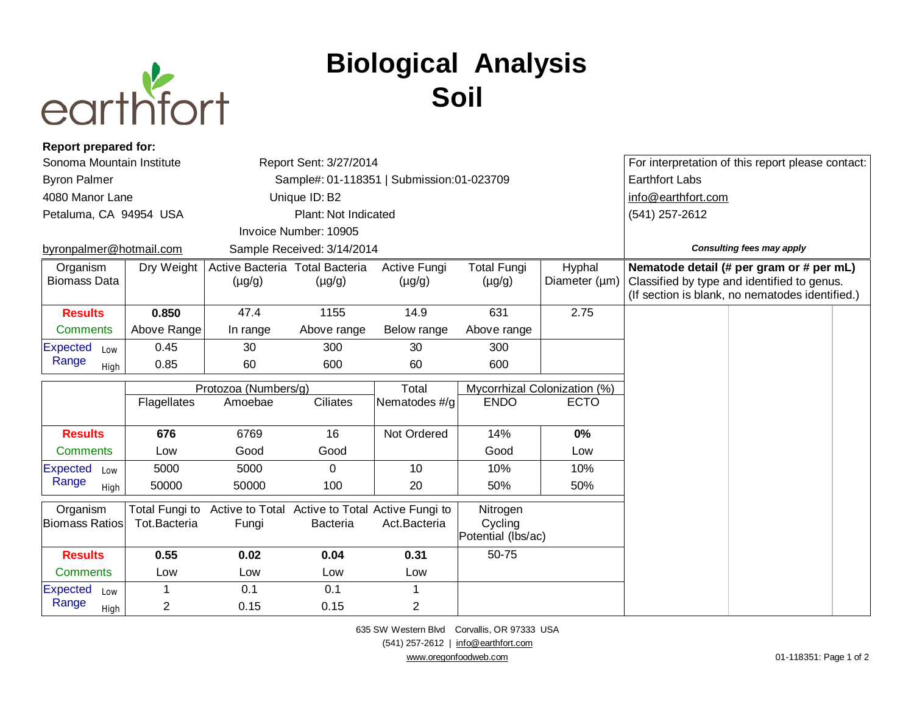earthfort

# Biological Analysis
# Soil

**Report prepared for:**

Sonoma Mountain Institute
Byron Palmer
4080 Manor Lane
Petaluma, CA 94954 USA
byronpalmer@hotmail.com

Report Sent: 3/27/2014
Sample#: 01-118351 | Submission: 01-023709
Unique ID: B2
Plant: Not Indicated
Invoice Number: 10905
Sample Received: 3/14/2014

For interpretation of this report please contact:
Earthfort Labs
info@earthfort.com
(541) 257-2612

***Consulting fees may apply***

| Organism Biomass Data | Dry Weight | Active Bacteria (µg/g) | Total Bacteria (µg/g) | Active Fungi (µg/g) | Total Fungi (µg/g) | Hyphal Diameter (µm) |
|---|---|---|---|---|---|---|
| **Results** | **0.850** | 47.4 | 1155 | 14.9 | 631 | 2.75 |
| Comments | Above Range | In range | Above range | Below range | Above range | |
| Expected Range Low | 0.45 | 30 | 300 | 30 | 300 | |
| Expected Range High | 0.85 | 60 | 600 | 60 | 600 | |

| | Protozoa (Numbers/g) | | | Total | Mycorrhizal Colonization (%) | |
|---|---|---|---|---|---|---|
| | Flagellates | Amoebae | Ciliates | Nematodes #/g | ENDO | ECTO |
| **Results** | **676** | 6769 | 16 | Not Ordered | 14% | **0%** |
| Comments | Low | Good | Good | | Good | Low |
| Expected Range Low | 5000 | 5000 | 0 | 10 | 10% | 10% |
| Expected Range High | 50000 | 50000 | 100 | 20 | 50% | 50% |

| Organism Biomass Ratios | Total Fungi to Tot.Bacteria | Active to Total Fungi | Active to Total Bacteria | Active Fungi to Act.Bacteria | Nitrogen Cycling Potential (lbs/ac) |
|---|---|---|---|---|---|
| **Results** | **0.55** | **0.02** | **0.04** | **0.31** | 50-75 |
| Comments | Low | Low | Low | Low | |
| Expected Range Low | 1 | 0.1 | 0.1 | 1 | |
| Expected Range High | 2 | 0.15 | 0.15 | 2 | |

**Nematode detail (# per gram or # per mL)**
Classified by type and identified to genus.
(If section is blank, no nematodes identified.)

635 SW Western Blvd Corvallis, OR 97333 USA
(541) 257-2612 | info@earthfort.com
www.oregonfoodweb.com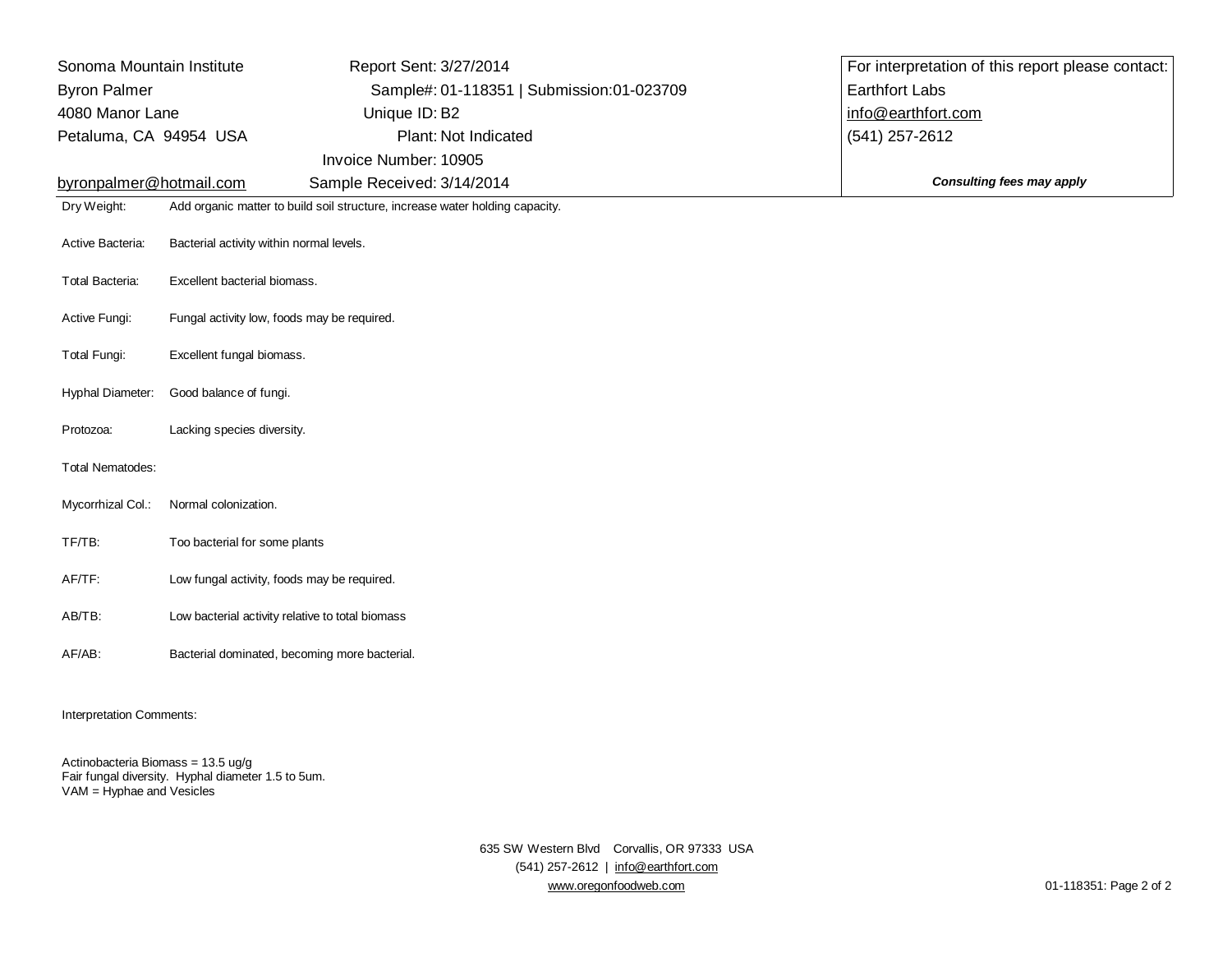| | | |
|---|---|---|
| Sonoma Mountain Institute | Report Sent: 3/27/2014 | For interpretation of this report please contact: |
| Byron Palmer | Sample#: 01-118351 \| Submission:01-023709 | Earthfort Labs |
| 4080 Manor Lane | Unique ID: B2 | info@earthfort.com |
| Petaluma, CA 94954 USA | Plant: Not Indicated | (541) 257-2612 |
| | Invoice Number: 10905 | |
| byronpalmer@hotmail.com | Sample Received: 3/14/2014 | ***Consulting fees may apply*** |

| | |
|---|---|
| Dry Weight: | Add organic matter to build soil structure, increase water holding capacity. |
| Active Bacteria: | Bacterial activity within normal levels. |
| Total Bacteria: | Excellent bacterial biomass. |
| Active Fungi: | Fungal activity low, foods may be required. |
| Total Fungi: | Excellent fungal biomass. |
| Hyphal Diameter: | Good balance of fungi. |
| Protozoa: | Lacking species diversity. |
| Total Nematodes: | |
| Mycorrhizal Col.: | Normal colonization. |
| TF/TB: | Too bacterial for some plants |
| AF/TF: | Low fungal activity, foods may be required. |
| AB/TB: | Low bacterial activity relative to total biomass |
| AF/AB: | Bacterial dominated, becoming more bacterial. |

Interpretation Comments:

Actinobacteria Biomass = 13.5 ug/g
Fair fungal diversity. Hyphal diameter 1.5 to 5um.
VAM = Hyphae and Vesicles

635 SW Western Blvd Corvallis, OR 97333 USA
(541) 257-2612 | info@earthfort.com
www.oregonfoodweb.com